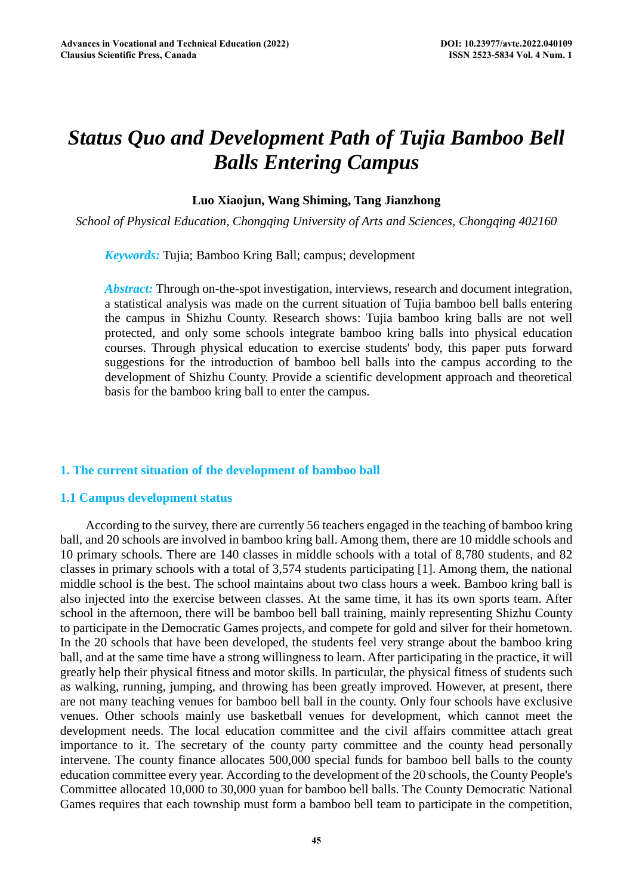# *Status Quo and Development Path of Tujia Bamboo Bell Balls Entering Campus*

**Luo Xiaojun, Wang Shiming, Tang Jianzhong**

*School of Physical Education, Chongqing University of Arts and Sciences, Chongqing 402160*

***Keywords:*** Tujia; Bamboo Kring Ball; campus; development

***Abstract:*** Through on-the-spot investigation, interviews, research and document integration, a statistical analysis was made on the current situation of Tujia bamboo bell balls entering the campus in Shizhu County. Research shows: Tujia bamboo kring balls are not well protected, and only some schools integrate bamboo kring balls into physical education courses. Through physical education to exercise students' body, this paper puts forward suggestions for the introduction of bamboo bell balls into the campus according to the development of Shizhu County. Provide a scientific development approach and theoretical basis for the bamboo kring ball to enter the campus.

## 1. The current situation of the development of bamboo ball

### 1.1 Campus development status

According to the survey, there are currently 56 teachers engaged in the teaching of bamboo kring ball, and 20 schools are involved in bamboo kring ball. Among them, there are 10 middle schools and 10 primary schools. There are 140 classes in middle schools with a total of 8,780 students, and 82 classes in primary schools with a total of 3,574 students participating [1]. Among them, the national middle school is the best. The school maintains about two class hours a week. Bamboo kring ball is also injected into the exercise between classes. At the same time, it has its own sports team. After school in the afternoon, there will be bamboo bell ball training, mainly representing Shizhu County to participate in the Democratic Games projects, and compete for gold and silver for their hometown. In the 20 schools that have been developed, the students feel very strange about the bamboo kring ball, and at the same time have a strong willingness to learn. After participating in the practice, it will greatly help their physical fitness and motor skills. In particular, the physical fitness of students such as walking, running, jumping, and throwing has been greatly improved. However, at present, there are not many teaching venues for bamboo bell ball in the county. Only four schools have exclusive venues. Other schools mainly use basketball venues for development, which cannot meet the development needs. The local education committee and the civil affairs committee attach great importance to it. The secretary of the county party committee and the county head personally intervene. The county finance allocates 500,000 special funds for bamboo bell balls to the county education committee every year. According to the development of the 20 schools, the County People's Committee allocated 10,000 to 30,000 yuan for bamboo bell balls. The County Democratic National Games requires that each township must form a bamboo bell team to participate in the competition,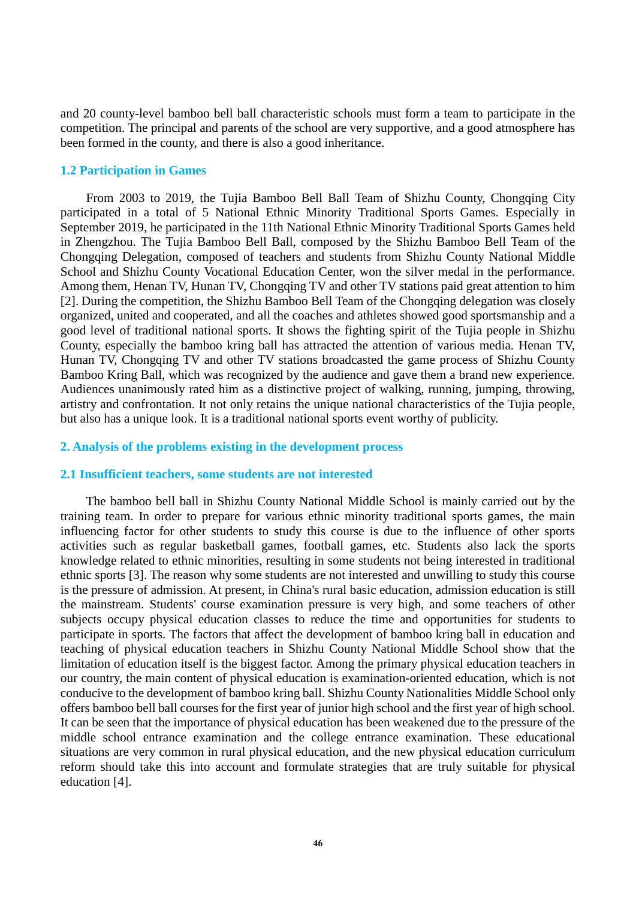and 20 county-level bamboo bell ball characteristic schools must form a team to participate in the competition. The principal and parents of the school are very supportive, and a good atmosphere has been formed in the county, and there is also a good inheritance.

### 1.2 Participation in Games

From 2003 to 2019, the Tujia Bamboo Bell Ball Team of Shizhu County, Chongqing City participated in a total of 5 National Ethnic Minority Traditional Sports Games. Especially in September 2019, he participated in the 11th National Ethnic Minority Traditional Sports Games held in Zhengzhou. The Tujia Bamboo Bell Ball, composed by the Shizhu Bamboo Bell Team of the Chongqing Delegation, composed of teachers and students from Shizhu County National Middle School and Shizhu County Vocational Education Center, won the silver medal in the performance. Among them, Henan TV, Hunan TV, Chongqing TV and other TV stations paid great attention to him [2]. During the competition, the Shizhu Bamboo Bell Team of the Chongqing delegation was closely organized, united and cooperated, and all the coaches and athletes showed good sportsmanship and a good level of traditional national sports. It shows the fighting spirit of the Tujia people in Shizhu County, especially the bamboo kring ball has attracted the attention of various media. Henan TV, Hunan TV, Chongqing TV and other TV stations broadcasted the game process of Shizhu County Bamboo Kring Ball, which was recognized by the audience and gave them a brand new experience. Audiences unanimously rated him as a distinctive project of walking, running, jumping, throwing, artistry and confrontation. It not only retains the unique national characteristics of the Tujia people, but also has a unique look. It is a traditional national sports event worthy of publicity.

## 2. Analysis of the problems existing in the development process

### 2.1 Insufficient teachers, some students are not interested

The bamboo bell ball in Shizhu County National Middle School is mainly carried out by the training team. In order to prepare for various ethnic minority traditional sports games, the main influencing factor for other students to study this course is due to the influence of other sports activities such as regular basketball games, football games, etc. Students also lack the sports knowledge related to ethnic minorities, resulting in some students not being interested in traditional ethnic sports [3]. The reason why some students are not interested and unwilling to study this course is the pressure of admission. At present, in China's rural basic education, admission education is still the mainstream. Students' course examination pressure is very high, and some teachers of other subjects occupy physical education classes to reduce the time and opportunities for students to participate in sports. The factors that affect the development of bamboo kring ball in education and teaching of physical education teachers in Shizhu County National Middle School show that the limitation of education itself is the biggest factor. Among the primary physical education teachers in our country, the main content of physical education is examination-oriented education, which is not conducive to the development of bamboo kring ball. Shizhu County Nationalities Middle School only offers bamboo bell ball courses for the first year of junior high school and the first year of high school. It can be seen that the importance of physical education has been weakened due to the pressure of the middle school entrance examination and the college entrance examination. These educational situations are very common in rural physical education, and the new physical education curriculum reform should take this into account and formulate strategies that are truly suitable for physical education [4].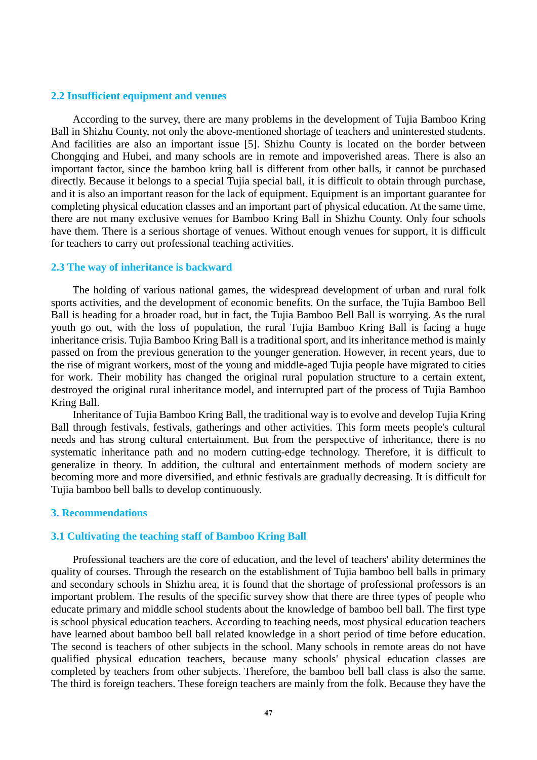## 2.2 Insufficient equipment and venues

According to the survey, there are many problems in the development of Tujia Bamboo Kring Ball in Shizhu County, not only the above-mentioned shortage of teachers and uninterested students. And facilities are also an important issue [5]. Shizhu County is located on the border between Chongqing and Hubei, and many schools are in remote and impoverished areas. There is also an important factor, since the bamboo kring ball is different from other balls, it cannot be purchased directly. Because it belongs to a special Tujia special ball, it is difficult to obtain through purchase, and it is also an important reason for the lack of equipment. Equipment is an important guarantee for completing physical education classes and an important part of physical education. At the same time, there are not many exclusive venues for Bamboo Kring Ball in Shizhu County. Only four schools have them. There is a serious shortage of venues. Without enough venues for support, it is difficult for teachers to carry out professional teaching activities.

## 2.3 The way of inheritance is backward

The holding of various national games, the widespread development of urban and rural folk sports activities, and the development of economic benefits. On the surface, the Tujia Bamboo Bell Ball is heading for a broader road, but in fact, the Tujia Bamboo Bell Ball is worrying. As the rural youth go out, with the loss of population, the rural Tujia Bamboo Kring Ball is facing a huge inheritance crisis. Tujia Bamboo Kring Ball is a traditional sport, and its inheritance method is mainly passed on from the previous generation to the younger generation. However, in recent years, due to the rise of migrant workers, most of the young and middle-aged Tujia people have migrated to cities for work. Their mobility has changed the original rural population structure to a certain extent, destroyed the original rural inheritance model, and interrupted part of the process of Tujia Bamboo Kring Ball.

Inheritance of Tujia Bamboo Kring Ball, the traditional way is to evolve and develop Tujia Kring Ball through festivals, festivals, gatherings and other activities. This form meets people's cultural needs and has strong cultural entertainment. But from the perspective of inheritance, there is no systematic inheritance path and no modern cutting-edge technology. Therefore, it is difficult to generalize in theory. In addition, the cultural and entertainment methods of modern society are becoming more and more diversified, and ethnic festivals are gradually decreasing. It is difficult for Tujia bamboo bell balls to develop continuously.

# 3. Recommendations

## 3.1 Cultivating the teaching staff of Bamboo Kring Ball

Professional teachers are the core of education, and the level of teachers' ability determines the quality of courses. Through the research on the establishment of Tujia bamboo bell balls in primary and secondary schools in Shizhu area, it is found that the shortage of professional professors is an important problem. The results of the specific survey show that there are three types of people who educate primary and middle school students about the knowledge of bamboo bell ball. The first type is school physical education teachers. According to teaching needs, most physical education teachers have learned about bamboo bell ball related knowledge in a short period of time before education. The second is teachers of other subjects in the school. Many schools in remote areas do not have qualified physical education teachers, because many schools' physical education classes are completed by teachers from other subjects. Therefore, the bamboo bell ball class is also the same. The third is foreign teachers. These foreign teachers are mainly from the folk. Because they have the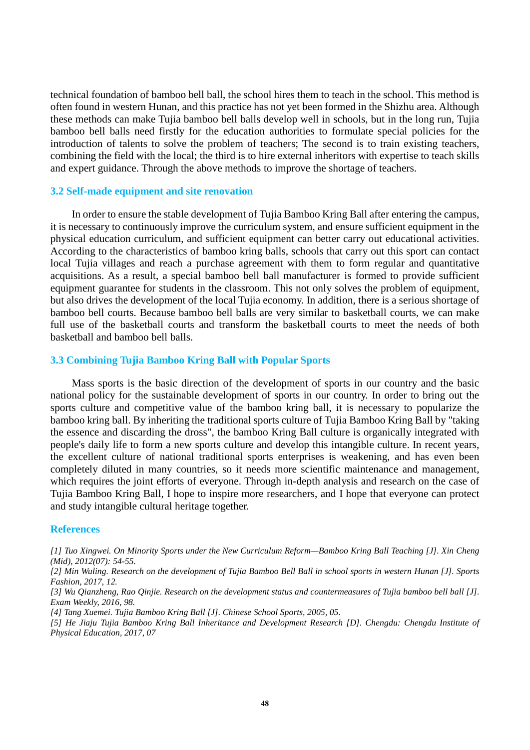technical foundation of bamboo bell ball, the school hires them to teach in the school. This method is often found in western Hunan, and this practice has not yet been formed in the Shizhu area. Although these methods can make Tujia bamboo bell balls develop well in schools, but in the long run, Tujia bamboo bell balls need firstly for the education authorities to formulate special policies for the introduction of talents to solve the problem of teachers; The second is to train existing teachers, combining the field with the local; the third is to hire external inheritors with expertise to teach skills and expert guidance. Through the above methods to improve the shortage of teachers.

### 3.2 Self-made equipment and site renovation

In order to ensure the stable development of Tujia Bamboo Kring Ball after entering the campus, it is necessary to continuously improve the curriculum system, and ensure sufficient equipment in the physical education curriculum, and sufficient equipment can better carry out educational activities. According to the characteristics of bamboo kring balls, schools that carry out this sport can contact local Tujia villages and reach a purchase agreement with them to form regular and quantitative acquisitions. As a result, a special bamboo bell ball manufacturer is formed to provide sufficient equipment guarantee for students in the classroom. This not only solves the problem of equipment, but also drives the development of the local Tujia economy. In addition, there is a serious shortage of bamboo bell courts. Because bamboo bell balls are very similar to basketball courts, we can make full use of the basketball courts and transform the basketball courts to meet the needs of both basketball and bamboo bell balls.

### 3.3 Combining Tujia Bamboo Kring Ball with Popular Sports

Mass sports is the basic direction of the development of sports in our country and the basic national policy for the sustainable development of sports in our country. In order to bring out the sports culture and competitive value of the bamboo kring ball, it is necessary to popularize the bamboo kring ball. By inheriting the traditional sports culture of Tujia Bamboo Kring Ball by "taking the essence and discarding the dross", the bamboo Kring Ball culture is organically integrated with people's daily life to form a new sports culture and develop this intangible culture. In recent years, the excellent culture of national traditional sports enterprises is weakening, and has even been completely diluted in many countries, so it needs more scientific maintenance and management, which requires the joint efforts of everyone. Through in-depth analysis and research on the case of Tujia Bamboo Kring Ball, I hope to inspire more researchers, and I hope that everyone can protect and study intangible cultural heritage together.

## References

*[1] Tuo Xingwei. On Minority Sports under the New Curriculum Reform—Bamboo Kring Ball Teaching [J]. Xin Cheng (Mid), 2012(07): 54-55.*

*[2] Min Wuling. Research on the development of Tujia Bamboo Bell Ball in school sports in western Hunan [J]. Sports Fashion, 2017, 12.*

*[3] Wu Qianzheng, Rao Qinjie. Research on the development status and countermeasures of Tujia bamboo bell ball [J]. Exam Weekly, 2016, 98.*

*[4] Tang Xuemei. Tujia Bamboo Kring Ball [J]. Chinese School Sports, 2005, 05.*

*[5] He Jiaju Tujia Bamboo Kring Ball Inheritance and Development Research [D]. Chengdu: Chengdu Institute of Physical Education, 2017, 07*